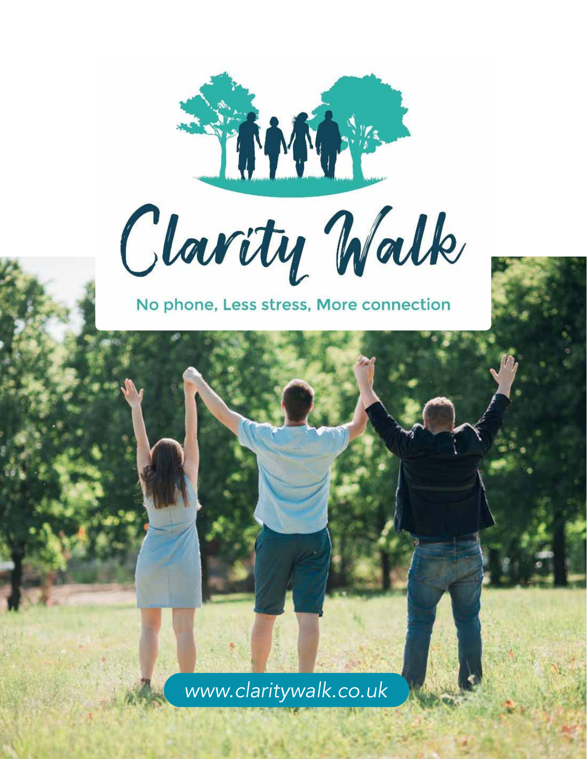# Clarity Walk

No phone, Less stress, More connection

www.claritywalk.co.uk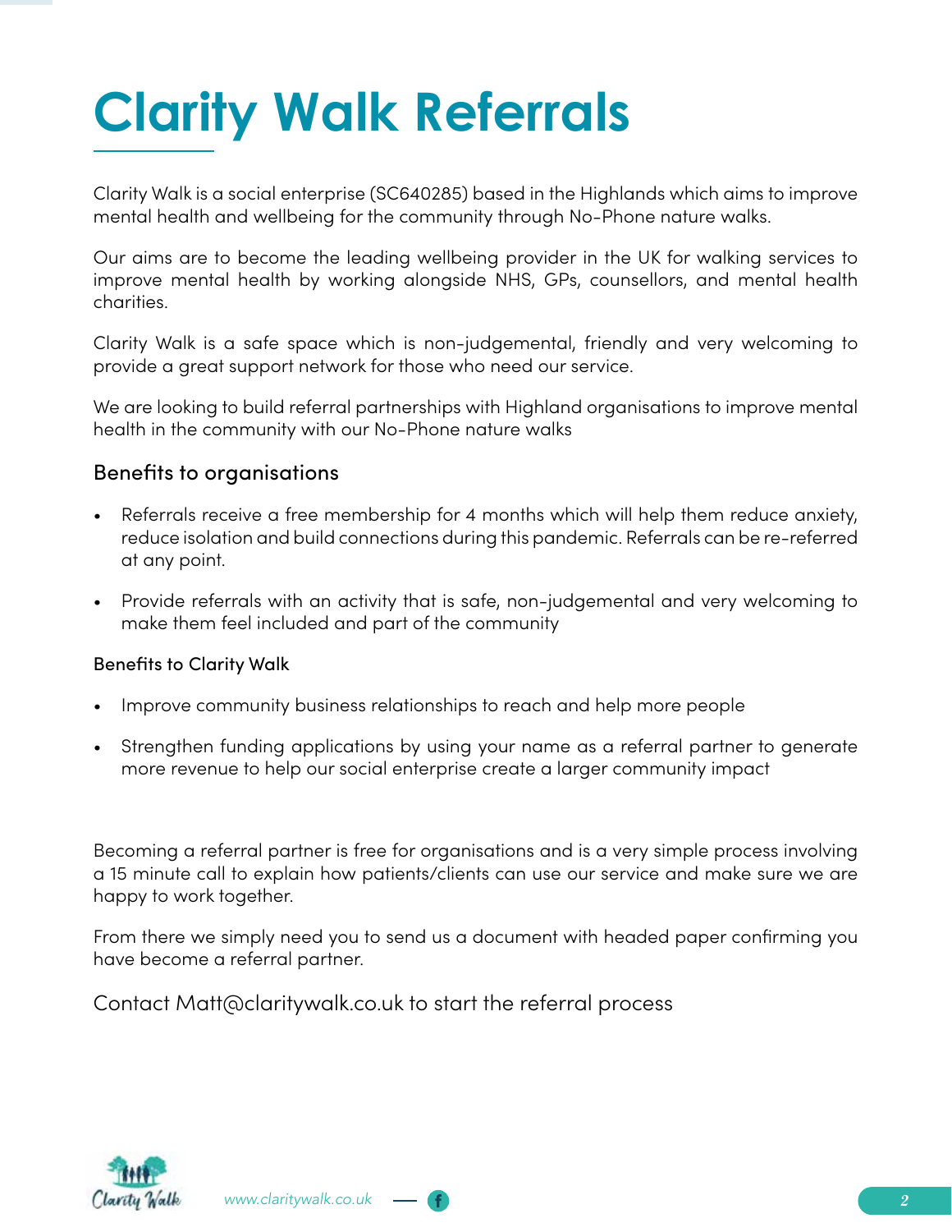# Clarity Walk Referrals

Clarity Walk is a social enterprise (SC640285) based in the Highlands which aims to improve mental health and wellbeing for the community through No-Phone nature walks.

Our aims are to become the leading wellbeing provider in the UK for walking services to improve mental health by working alongside NHS, GPs, counsellors, and mental health charities.

Clarity Walk is a safe space which is non-judgemental, friendly and very welcoming to provide a great support network for those who need our service.

We are looking to build referral partnerships with Highland organisations to improve mental health in the community with our No-Phone nature walks

## Benefits to organisations

- Referrals receive a free membership for 4 months which will help them reduce anxiety, reduce isolation and build connections during this pandemic. Referrals can be re-referred at any point.
- Provide referrals with an activity that is safe, non-judgemental and very welcoming to make them feel included and part of the community

### Benefits to Clarity Walk

- Improve community business relationships to reach and help more people
- Strengthen funding applications by using your name as a referral partner to generate more revenue to help our social enterprise create a larger community impact

Becoming a referral partner is free for organisations and is a very simple process involving a 15 minute call to explain how patients/clients can use our service and make sure we are happy to work together.

From there we simply need you to send us a document with headed paper confirming you have become a referral partner.

Contact Matt@claritywalk.co.uk to start the referral process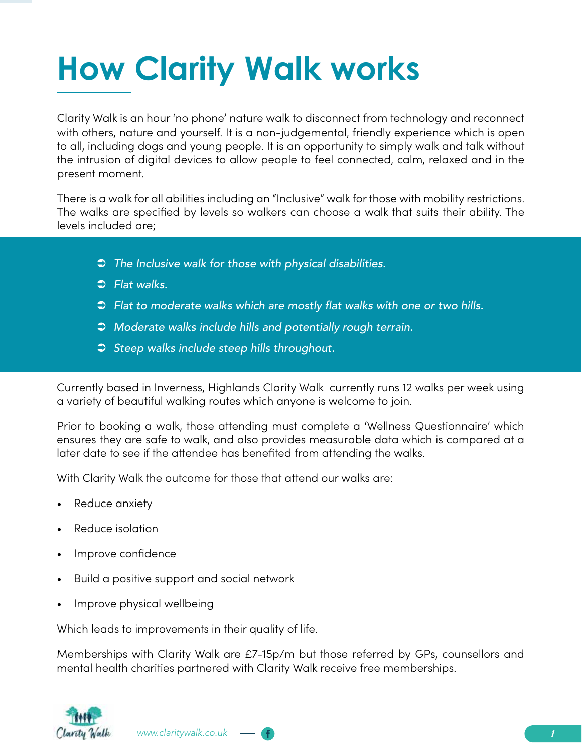# How Clarity Walk works

Clarity Walk is an hour 'no phone' nature walk to disconnect from technology and reconnect with others, nature and yourself. It is a non-judgemental, friendly experience which is open to all, including dogs and young people. It is an opportunity to simply walk and talk without the intrusion of digital devices to allow people to feel connected, calm, relaxed and in the present moment.

There is a walk for all abilities including an "Inclusive" walk for those with mobility restrictions. The walks are specified by levels so walkers can choose a walk that suits their ability. The levels included are;

- *The Inclusive walk for those with physical disabilities.*
- *Flat walks.*
- *Flat to moderate walks which are mostly flat walks with one or two hills.*
- *Moderate walks include hills and potentially rough terrain.*
- *Steep walks include steep hills throughout.*

Currently based in Inverness, Highlands Clarity Walk currently runs 12 walks per week using a variety of beautiful walking routes which anyone is welcome to join.

Prior to booking a walk, those attending must complete a 'Wellness Questionnaire' which ensures they are safe to walk, and also provides measurable data which is compared at a later date to see if the attendee has benefited from attending the walks.

With Clarity Walk the outcome for those that attend our walks are:

- Reduce anxiety
- Reduce isolation
- Improve confidence
- Build a positive support and social network
- Improve physical wellbeing

Which leads to improvements in their quality of life.

Memberships with Clarity Walk are £7-15p/m but those referred by GPs, counsellors and mental health charities partnered with Clarity Walk receive free memberships.

www.claritywalk.co.uk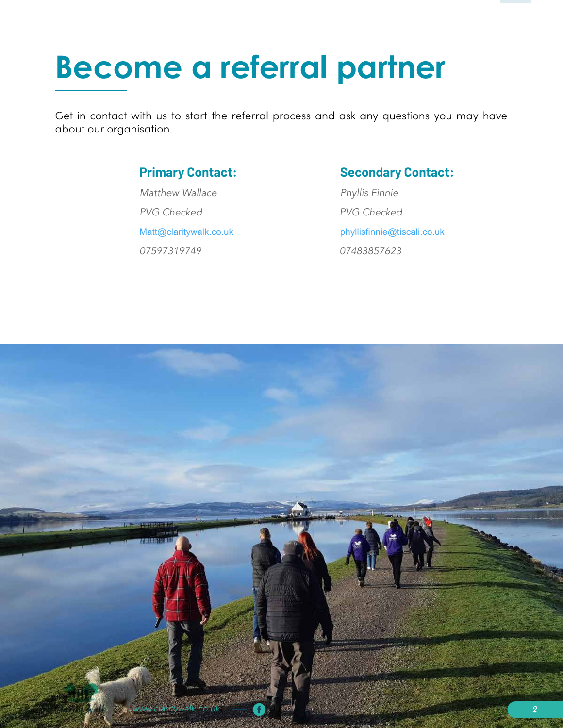# Become a referral partner

Get in contact with us to start the referral process and ask any questions you may have about our organisation.

**Primary Contact:**

*Matthew Wallace*

*PVG Checked*

Matt@claritywalk.co.uk

*07597319749*

**Secondary Contact:**

*Phyllis Finnie*

*PVG Checked*

phyllisfinnie@tiscali.co.uk

*07483857623*

www.claritywalk.co.uk